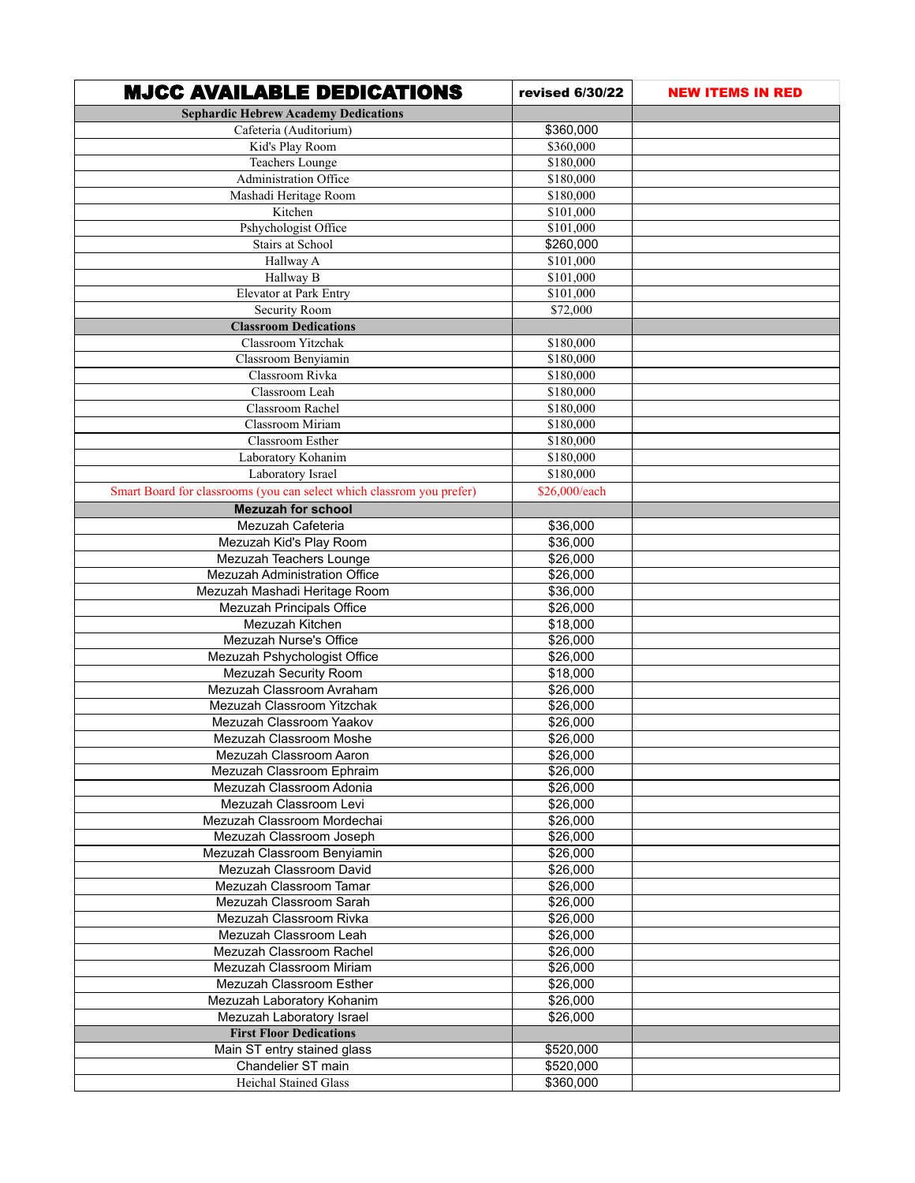| MJCC AVAILABLE DEDICATIONS | revised 6/30/22 | NEW ITEMS IN RED |
|---|---|---|
| **Sephardic Hebrew Academy Dedications** | | |
| Cafeteria (Auditorium) | $360,000 | |
| Kid's Play Room | $360,000 | |
| Teachers Lounge | $180,000 | |
| Administration Office | $180,000 | |
| Mashadi Heritage Room | $180,000 | |
| Kitchen | $101,000 | |
| Pshychologist Office | $101,000 | |
| Stairs at School | $260,000 | |
| Hallway A | $101,000 | |
| Hallway B | $101,000 | |
| Elevator at Park Entry | $101,000 | |
| Security Room | $72,000 | |
| **Classroom Dedications** | | |
| Classroom Yitzchak | $180,000 | |
| Classroom Benyiamin | $180,000 | |
| Classroom Rivka | $180,000 | |
| Classroom Leah | $180,000 | |
| Classroom Rachel | $180,000 | |
| Classroom Miriam | $180,000 | |
| Classroom Esther | $180,000 | |
| Laboratory Kohanim | $180,000 | |
| Laboratory Israel | $180,000 | |
| Smart Board for classrooms (you can select which classrom you prefer) | $26,000/each | |
| **Mezuzah for school** | | |
| Mezuzah Cafeteria | $36,000 | |
| Mezuzah Kid's Play Room | $36,000 | |
| Mezuzah Teachers Lounge | $26,000 | |
| Mezuzah Administration Office | $26,000 | |
| Mezuzah Mashadi Heritage Room | $36,000 | |
| Mezuzah Principals Office | $26,000 | |
| Mezuzah Kitchen | $18,000 | |
| Mezuzah Nurse's Office | $26,000 | |
| Mezuzah Pshychologist Office | $26,000 | |
| Mezuzah Security Room | $18,000 | |
| Mezuzah Classroom Avraham | $26,000 | |
| Mezuzah Classroom Yitzchak | $26,000 | |
| Mezuzah Classroom Yaakov | $26,000 | |
| Mezuzah Classroom Moshe | $26,000 | |
| Mezuzah Classroom Aaron | $26,000 | |
| Mezuzah Classroom Ephraim | $26,000 | |
| Mezuzah Classroom Adonia | $26,000 | |
| Mezuzah Classroom Levi | $26,000 | |
| Mezuzah Classroom Mordechai | $26,000 | |
| Mezuzah Classroom Joseph | $26,000 | |
| Mezuzah Classroom Benyiamin | $26,000 | |
| Mezuzah Classroom David | $26,000 | |
| Mezuzah Classroom Tamar | $26,000 | |
| Mezuzah Classroom Sarah | $26,000 | |
| Mezuzah Classroom Rivka | $26,000 | |
| Mezuzah Classroom Leah | $26,000 | |
| Mezuzah Classroom Rachel | $26,000 | |
| Mezuzah Classroom Miriam | $26,000 | |
| Mezuzah Classroom Esther | $26,000 | |
| Mezuzah Laboratory Kohanim | $26,000 | |
| Mezuzah Laboratory Israel | $26,000 | |
| **First Floor Dedications** | | |
| Main ST entry stained glass | $520,000 | |
| Chandelier ST main | $520,000 | |
| Heichal Stained Glass | $360,000 | |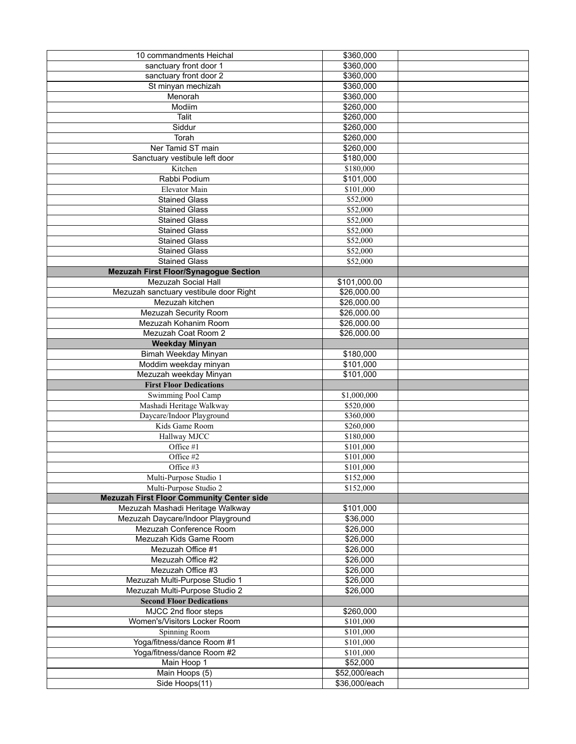| | | |
|---|---|---|
| 10 commandments Heichal | $360,000 | |
| sanctuary front door 1 | $360,000 | |
| sanctuary front door 2 | $360,000 | |
| St minyan mechizah | $360,000 | |
| Menorah | $360,000 | |
| Modiim | $260,000 | |
| Talit | $260,000 | |
| Siddur | $260,000 | |
| Torah | $260,000 | |
| Ner Tamid ST main | $260,000 | |
| Sanctuary vestibule left door | $180,000 | |
| Kitchen | $180,000 | |
| Rabbi Podium | $101,000 | |
| Elevator Main | $101,000 | |
| Stained Glass | $52,000 | |
| Stained Glass | $52,000 | |
| Stained Glass | $52,000 | |
| Stained Glass | $52,000 | |
| Stained Glass | $52,000 | |
| Stained Glass | $52,000 | |
| Stained Glass | $52,000 | |
| **Mezuzah First Floor/Synagogue Section** | | |
| Mezuzah Social Hall | $101,000.00 | |
| Mezuzah sanctuary vestibule door Right | $26,000.00 | |
| Mezuzah kitchen | $26,000.00 | |
| Mezuzah Security Room | $26,000.00 | |
| Mezuzah Kohanim Room | $26,000.00 | |
| Mezuzah Coat Room 2 | $26,000.00 | |
| **Weekday Minyan** | | |
| Bimah Weekday Minyan | $180,000 | |
| Moddim weekday minyan | $101,000 | |
| Mezuzah weekday Minyan | $101,000 | |
| **First Floor Dedications** | | |
| Swimming Pool Camp | $1,000,000 | |
| Mashadi Heritage Walkway | $520,000 | |
| Daycare/Indoor Playground | $360,000 | |
| Kids Game Room | $260,000 | |
| Hallway MJCC | $180,000 | |
| Office #1 | $101,000 | |
| Office #2 | $101,000 | |
| Office #3 | $101,000 | |
| Multi-Purpose Studio 1 | $152,000 | |
| Multi-Purpose Studio 2 | $152,000 | |
| **Mezuzah First Floor Community Center side** | | |
| Mezuzah Mashadi Heritage Walkway | $101,000 | |
| Mezuzah Daycare/Indoor Playground | $36,000 | |
| Mezuzah Conference Room | $26,000 | |
| Mezuzah Kids Game Room | $26,000 | |
| Mezuzah Office #1 | $26,000 | |
| Mezuzah Office #2 | $26,000 | |
| Mezuzah Office #3 | $26,000 | |
| Mezuzah Multi-Purpose Studio 1 | $26,000 | |
| Mezuzah Multi-Purpose Studio 2 | $26,000 | |
| **Second Floor Dedications** | | |
| MJCC 2nd floor steps | $260,000 | |
| Women's/Visitors Locker Room | $101,000 | |
| Spinning Room | $101,000 | |
| Yoga/fitness/dance Room #1 | $101,000 | |
| Yoga/fitness/dance Room #2 | $101,000 | |
| Main Hoop 1 | $52,000 | |
| Main Hoops (5) | $52,000/each | |
| Side Hoops(11) | $36,000/each | |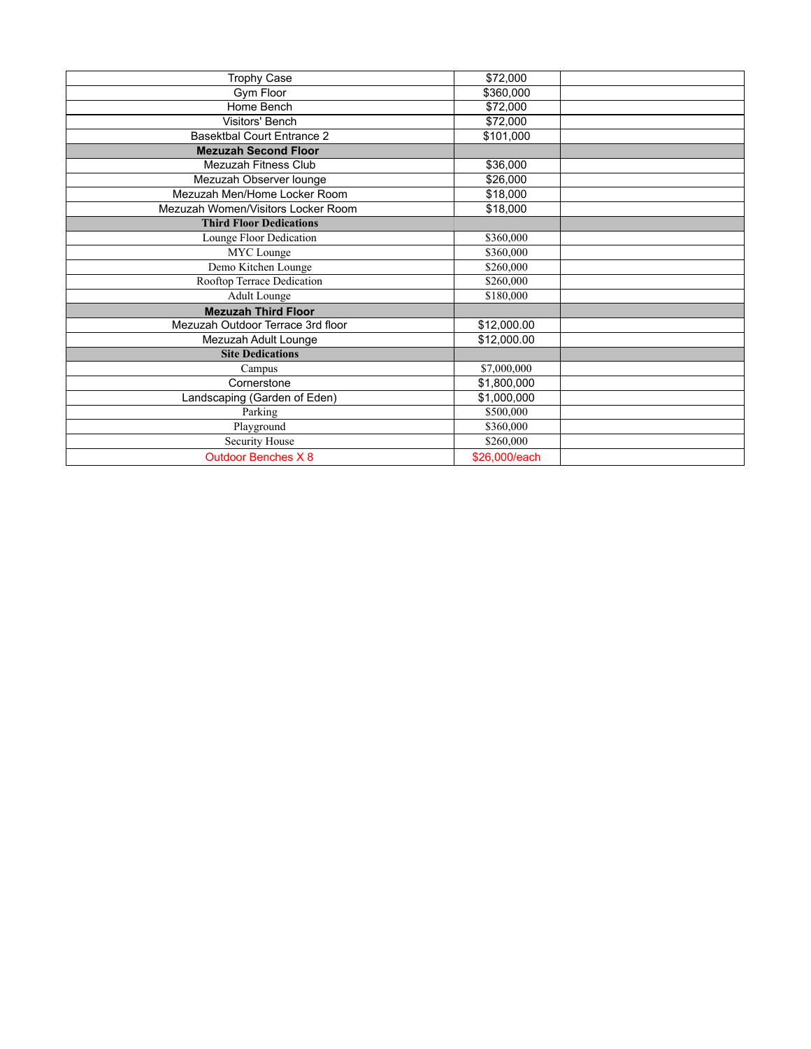| | | |
|---|---|---|
| Trophy Case | $72,000 | |
| Gym Floor | $360,000 | |
| Home Bench | $72,000 | |
| Visitors' Bench | $72,000 | |
| Basektbal Court Entrance 2 | $101,000 | |
| **Mezuzah Second Floor** | | |
| Mezuzah Fitness Club | $36,000 | |
| Mezuzah Observer lounge | $26,000 | |
| Mezuzah Men/Home Locker Room | $18,000 | |
| Mezuzah Women/Visitors Locker Room | $18,000 | |
| **Third Floor Dedications** | | |
| Lounge Floor Dedication | $360,000 | |
| MYC Lounge | $360,000 | |
| Demo Kitchen Lounge | $260,000 | |
| Rooftop Terrace Dedication | $260,000 | |
| Adult Lounge | $180,000 | |
| **Mezuzah Third Floor** | | |
| Mezuzah Outdoor Terrace 3rd floor | $12,000.00 | |
| Mezuzah Adult Lounge | $12,000.00 | |
| **Site Dedications** | | |
| Campus | $7,000,000 | |
| Cornerstone | $1,800,000 | |
| Landscaping (Garden of Eden) | $1,000,000 | |
| Parking | $500,000 | |
| Playground | $360,000 | |
| Security House | $260,000 | |
| Outdoor Benches X 8 | $26,000/each | |